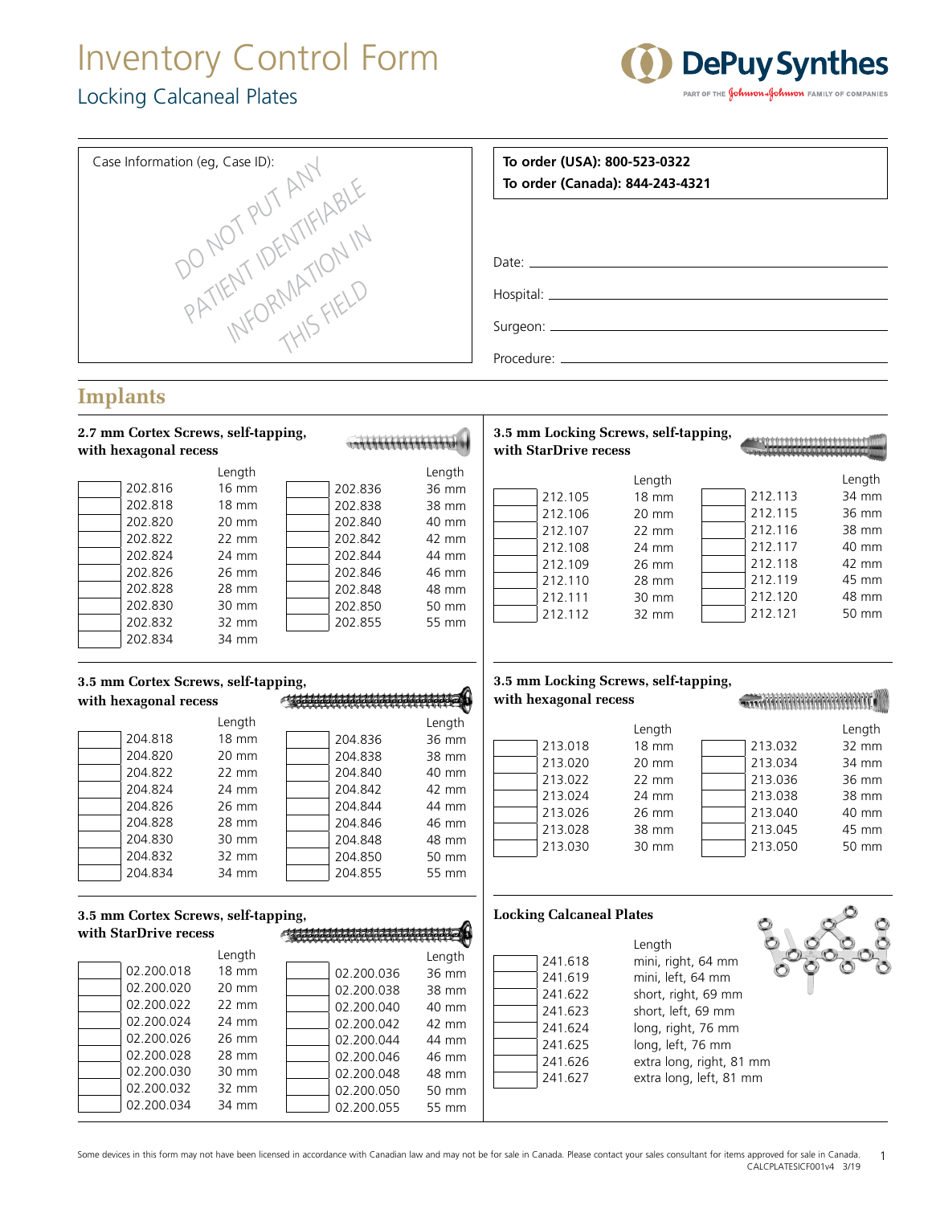# Inventory Control Form

## Locking Calcaneal Plates

DePuy Synthes
PART OF THE Johnson & Johnson FAMILY OF COMPANIES

Case Information (eg, Case ID):

DO NOT PUT ANY PATIENT IDENTIFIABLE INFORMATION IN THIS FIELD

**To order (USA): 800-523-0322**
**To order (Canada): 844-243-4321**

Date: ______________________

Hospital: ______________________

Surgeon: ______________________

Procedure: ______________________

## Implants

### 2.7 mm Cortex Screws, self-tapping, with hexagonal recess

| Qty | Part No. | Length | Qty | Part No. | Length |
|---|---|---|---|---|---|
| | 202.816 | 16 mm | | 202.836 | 36 mm |
| | 202.818 | 18 mm | | 202.838 | 38 mm |
| | 202.820 | 20 mm | | 202.840 | 40 mm |
| | 202.822 | 22 mm | | 202.842 | 42 mm |
| | 202.824 | 24 mm | | 202.844 | 44 mm |
| | 202.826 | 26 mm | | 202.846 | 46 mm |
| | 202.828 | 28 mm | | 202.848 | 48 mm |
| | 202.830 | 30 mm | | 202.850 | 50 mm |
| | 202.832 | 32 mm | | 202.855 | 55 mm |
| | 202.834 | 34 mm | | | |

### 3.5 mm Locking Screws, self-tapping, with StarDrive recess

| Qty | Part No. | Length | Qty | Part No. | Length |
|---|---|---|---|---|---|
| | 212.105 | 18 mm | | 212.113 | 34 mm |
| | 212.106 | 20 mm | | 212.115 | 36 mm |
| | 212.107 | 22 mm | | 212.116 | 38 mm |
| | 212.108 | 24 mm | | 212.117 | 40 mm |
| | 212.109 | 26 mm | | 212.118 | 42 mm |
| | 212.110 | 28 mm | | 212.119 | 45 mm |
| | 212.111 | 30 mm | | 212.120 | 48 mm |
| | 212.112 | 32 mm | | 212.121 | 50 mm |

### 3.5 mm Cortex Screws, self-tapping, with hexagonal recess

| Qty | Part No. | Length | Qty | Part No. | Length |
|---|---|---|---|---|---|
| | 204.818 | 18 mm | | 204.836 | 36 mm |
| | 204.820 | 20 mm | | 204.838 | 38 mm |
| | 204.822 | 22 mm | | 204.840 | 40 mm |
| | 204.824 | 24 mm | | 204.842 | 42 mm |
| | 204.826 | 26 mm | | 204.844 | 44 mm |
| | 204.828 | 28 mm | | 204.846 | 46 mm |
| | 204.830 | 30 mm | | 204.848 | 48 mm |
| | 204.832 | 32 mm | | 204.850 | 50 mm |
| | 204.834 | 34 mm | | 204.855 | 55 mm |

### 3.5 mm Locking Screws, self-tapping, with hexagonal recess

| Qty | Part No. | Length | Qty | Part No. | Length |
|---|---|---|---|---|---|
| | 213.018 | 18 mm | | 213.032 | 32 mm |
| | 213.020 | 20 mm | | 213.034 | 34 mm |
| | 213.022 | 22 mm | | 213.036 | 36 mm |
| | 213.024 | 24 mm | | 213.038 | 38 mm |
| | 213.026 | 26 mm | | 213.040 | 40 mm |
| | 213.028 | 38 mm | | 213.045 | 45 mm |
| | 213.030 | 30 mm | | 213.050 | 50 mm |

### 3.5 mm Cortex Screws, self-tapping, with StarDrive recess

| Qty | Part No. | Length | Qty | Part No. | Length |
|---|---|---|---|---|---|
| | 02.200.018 | 18 mm | | 02.200.036 | 36 mm |
| | 02.200.020 | 20 mm | | 02.200.038 | 38 mm |
| | 02.200.022 | 22 mm | | 02.200.040 | 40 mm |
| | 02.200.024 | 24 mm | | 02.200.042 | 42 mm |
| | 02.200.026 | 26 mm | | 02.200.044 | 44 mm |
| | 02.200.028 | 28 mm | | 02.200.046 | 46 mm |
| | 02.200.030 | 30 mm | | 02.200.048 | 48 mm |
| | 02.200.032 | 32 mm | | 02.200.050 | 50 mm |
| | 02.200.034 | 34 mm | | 02.200.055 | 55 mm |

### Locking Calcaneal Plates

| Qty | Part No. | Length |
|---|---|---|
| | 241.618 | mini, right, 64 mm |
| | 241.619 | mini, left, 64 mm |
| | 241.622 | short, right, 69 mm |
| | 241.623 | short, left, 69 mm |
| | 241.624 | long, right, 76 mm |
| | 241.625 | long, left, 76 mm |
| | 241.626 | extra long, right, 81 mm |
| | 241.627 | extra long, left, 81 mm |

Some devices in this form may not have been licensed in accordance with Canadian law and may not be for sale in Canada. Please contact your sales consultant for items approved for sale in Canada.

CALCPLATESICF001v4 3/19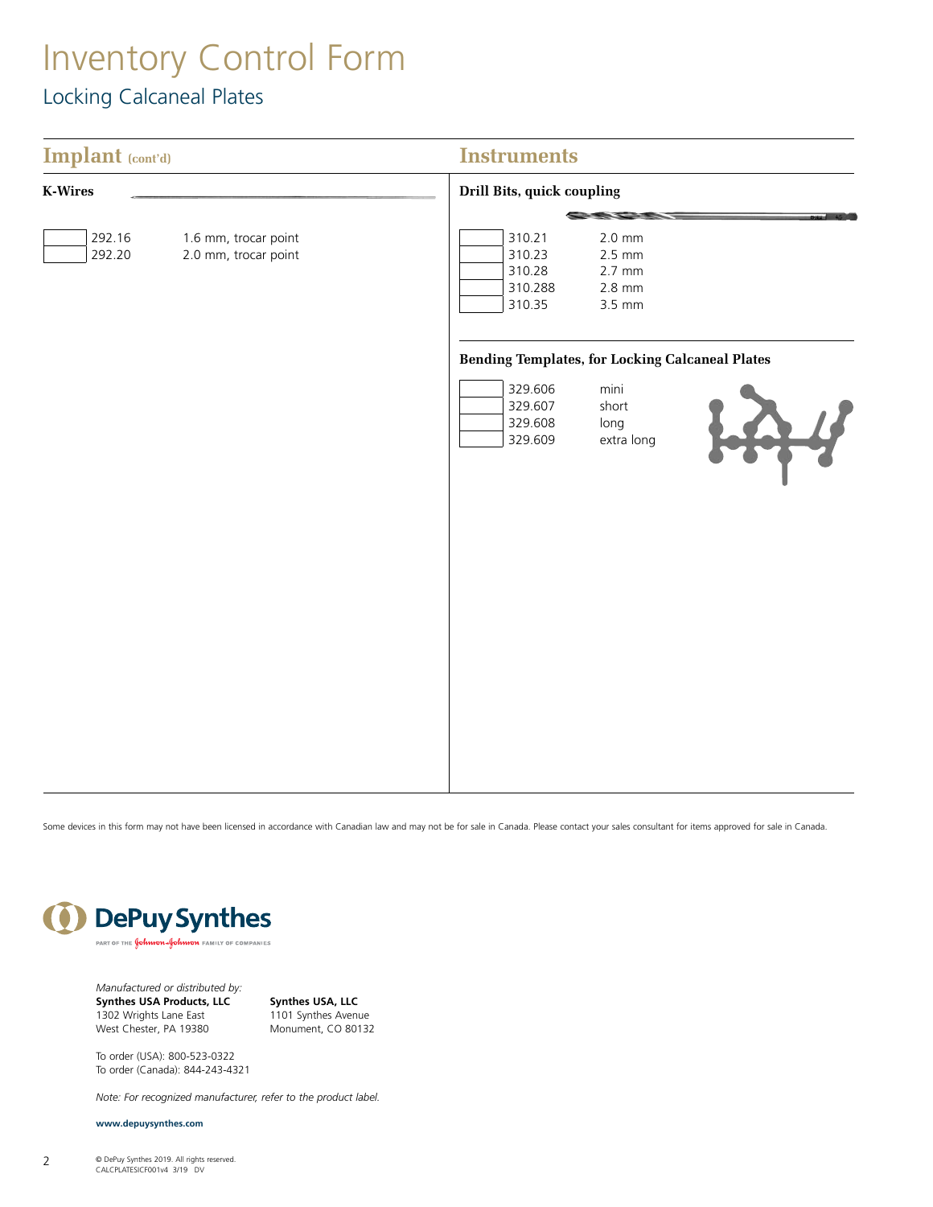# Inventory Control Form

## Locking Calcaneal Plates

## Implant (cont'd)

### K-Wires

| | | |
|---|---|---|
| | 292.16 | 1.6 mm, trocar point |
| | 292.20 | 2.0 mm, trocar point |

## Instruments

### Drill Bits, quick coupling

| | | |
|---|---|---|
| | 310.21 | 2.0 mm |
| | 310.23 | 2.5 mm |
| | 310.28 | 2.7 mm |
| | 310.288 | 2.8 mm |
| | 310.35 | 3.5 mm |

### Bending Templates, for Locking Calcaneal Plates

| | | |
|---|---|---|
| | 329.606 | mini |
| | 329.607 | short |
| | 329.608 | long |
| | 329.609 | extra long |

Some devices in this form may not have been licensed in accordance with Canadian law and may not be for sale in Canada. Please contact your sales consultant for items approved for sale in Canada.

DePuy Synthes

PART OF THE Johnson & Johnson FAMILY OF COMPANIES

*Manufactured or distributed by:*

**Synthes USA Products, LLC**
1302 Wrights Lane East
West Chester, PA 19380

**Synthes USA, LLC**
1101 Synthes Avenue
Monument, CO 80132

To order (USA): 800-523-0322
To order (Canada): 844-243-4321

*Note: For recognized manufacturer, refer to the product label.*

**www.depuysynthes.com**

© DePuy Synthes 2019. All rights reserved.
CALCPLATESICF001v4 3/19 DV